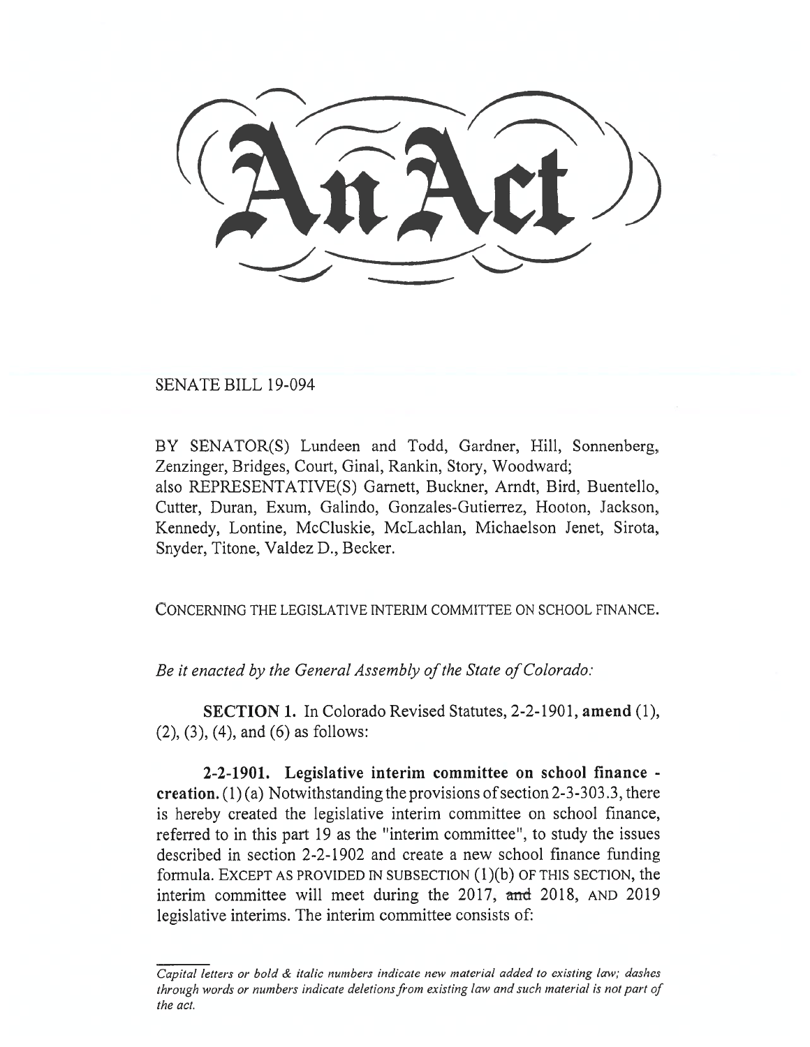SENATE BILL 19-094

BY SENATOR(S) Lundeen and Todd, Gardner, Hill, Sonnenberg, Zenzinger, Bridges, Court, Ginal, Rankin, Story, Woodward;
also REPRESENTATIVE(S) Garnett, Buckner, Arndt, Bird, Buentello, Cutter, Duran, Exum, Galindo, Gonzales-Gutierrez, Hooton, Jackson, Kennedy, Lontine, McCluskie, McLachlan, Michaelson Jenet, Sirota, Snyder, Titone, Valdez D., Becker.

CONCERNING THE LEGISLATIVE INTERIM COMMITTEE ON SCHOOL FINANCE.

*Be it enacted by the General Assembly of the State of Colorado:*

**SECTION 1.** In Colorado Revised Statutes, 2-2-1901, **amend** (1), (2), (3), (4), and (6) as follows:

**2-2-1901. Legislative interim committee on school finance - creation.** (1) (a) Notwithstanding the provisions of section 2-3-303.3, there is hereby created the legislative interim committee on school finance, referred to in this part 19 as the "interim committee", to study the issues described in section 2-2-1902 and create a new school finance funding formula. EXCEPT AS PROVIDED IN SUBSECTION (1)(b) OF THIS SECTION, the interim committee will meet during the 2017, ~~and~~ 2018, AND 2019 legislative interims. The interim committee consists of:

*Capital letters or bold & italic numbers indicate new material added to existing law; dashes through words or numbers indicate deletions from existing law and such material is not part of the act.*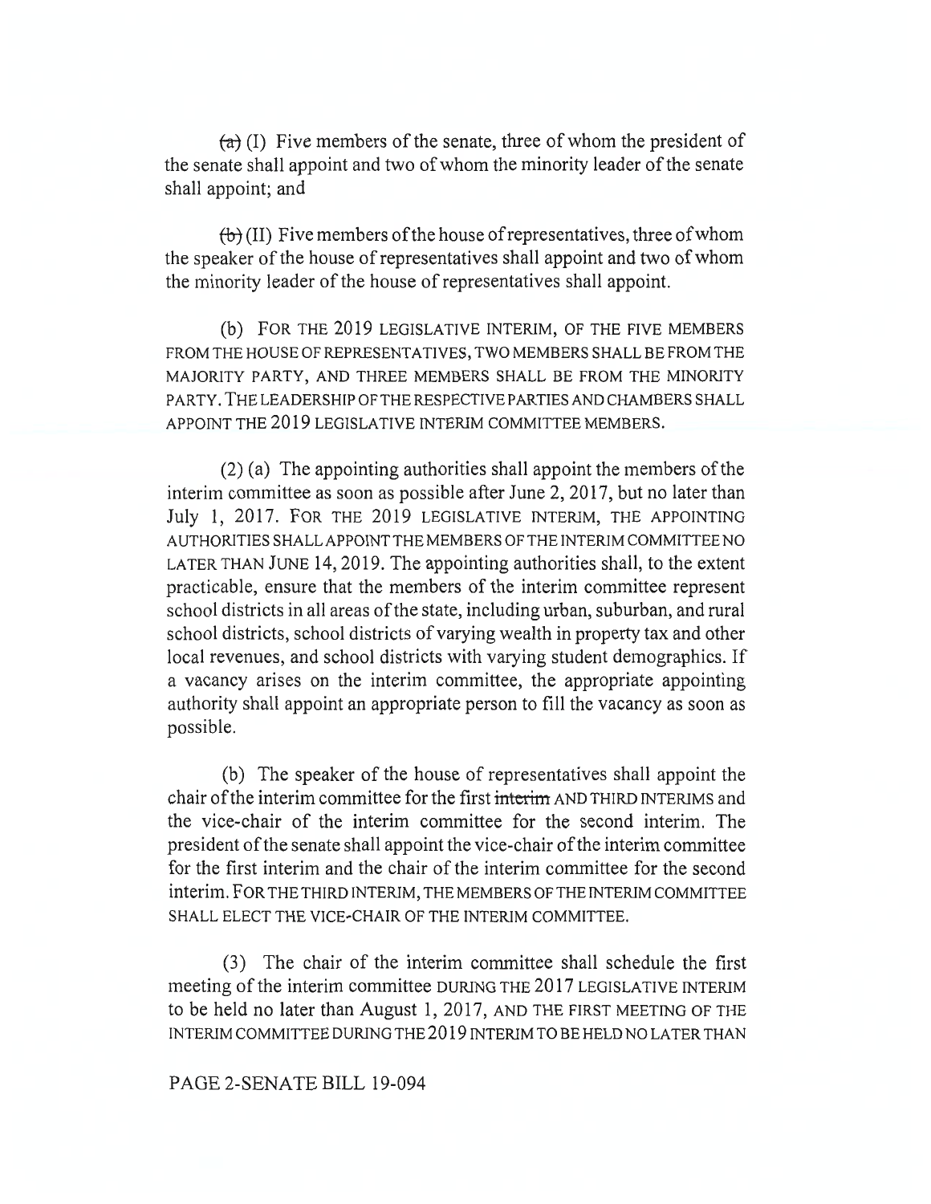~~(a)~~ (I) Five members of the senate, three of whom the president of the senate shall appoint and two of whom the minority leader of the senate shall appoint; and

~~(b)~~ (II) Five members of the house of representatives, three of whom the speaker of the house of representatives shall appoint and two of whom the minority leader of the house of representatives shall appoint.

(b) FOR THE 2019 LEGISLATIVE INTERIM, OF THE FIVE MEMBERS FROM THE HOUSE OF REPRESENTATIVES, TWO MEMBERS SHALL BE FROM THE MAJORITY PARTY, AND THREE MEMBERS SHALL BE FROM THE MINORITY PARTY. THE LEADERSHIP OF THE RESPECTIVE PARTIES AND CHAMBERS SHALL APPOINT THE 2019 LEGISLATIVE INTERIM COMMITTEE MEMBERS.

(2) (a) The appointing authorities shall appoint the members of the interim committee as soon as possible after June 2, 2017, but no later than July 1, 2017. FOR THE 2019 LEGISLATIVE INTERIM, THE APPOINTING AUTHORITIES SHALL APPOINT THE MEMBERS OF THE INTERIM COMMITTEE NO LATER THAN JUNE 14, 2019. The appointing authorities shall, to the extent practicable, ensure that the members of the interim committee represent school districts in all areas of the state, including urban, suburban, and rural school districts, school districts of varying wealth in property tax and other local revenues, and school districts with varying student demographics. If a vacancy arises on the interim committee, the appropriate appointing authority shall appoint an appropriate person to fill the vacancy as soon as possible.

(b) The speaker of the house of representatives shall appoint the chair of the interim committee for the first ~~interim~~ AND THIRD INTERIMS and the vice-chair of the interim committee for the second interim. The president of the senate shall appoint the vice-chair of the interim committee for the first interim and the chair of the interim committee for the second interim. FOR THE THIRD INTERIM, THE MEMBERS OF THE INTERIM COMMITTEE SHALL ELECT THE VICE-CHAIR OF THE INTERIM COMMITTEE.

(3) The chair of the interim committee shall schedule the first meeting of the interim committee DURING THE 2017 LEGISLATIVE INTERIM to be held no later than August 1, 2017, AND THE FIRST MEETING OF THE INTERIM COMMITTEE DURING THE 2019 INTERIM TO BE HELD NO LATER THAN

PAGE 2-SENATE BILL 19-094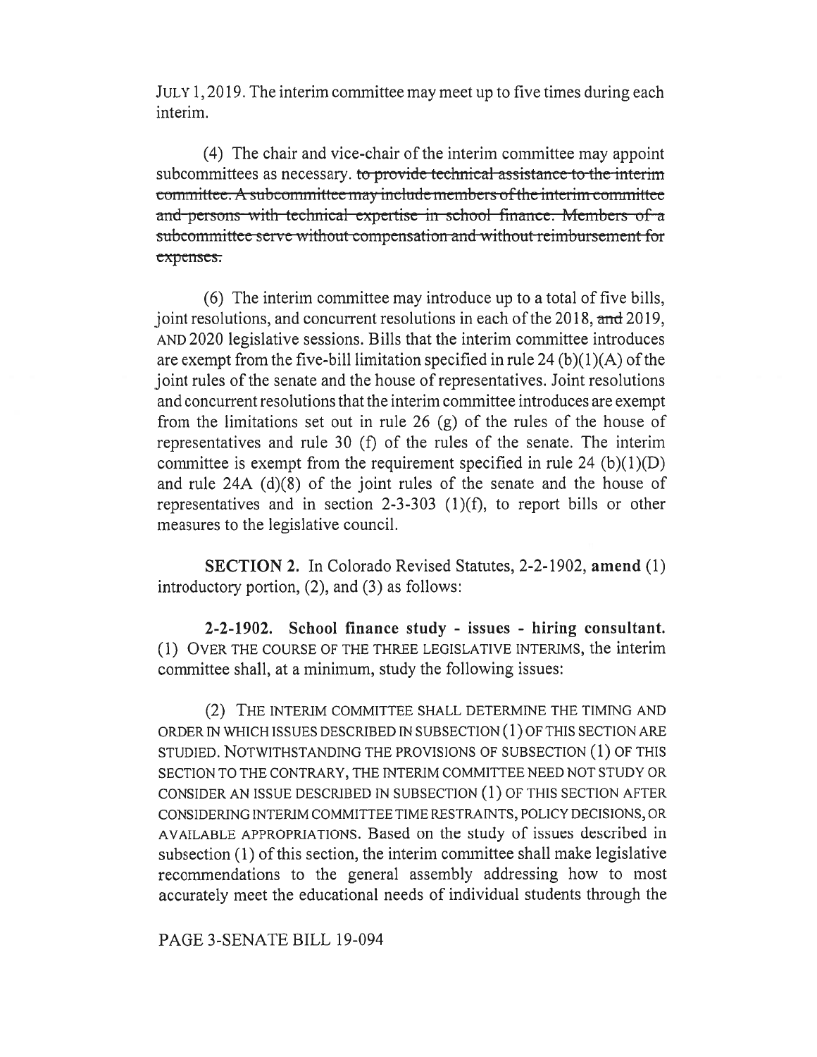JULY 1, 2019. The interim committee may meet up to five times during each interim.

(4) The chair and vice-chair of the interim committee may appoint subcommittees as necessary. ~~to provide technical assistance to the interim committee. A subcommittee may include members of the interim committee and persons with technical expertise in school finance. Members of a subcommittee serve without compensation and without reimbursement for expenses.~~

(6) The interim committee may introduce up to a total of five bills, joint resolutions, and concurrent resolutions in each of the 2018, ~~and~~ 2019, AND 2020 legislative sessions. Bills that the interim committee introduces are exempt from the five-bill limitation specified in rule 24 (b)(1)(A) of the joint rules of the senate and the house of representatives. Joint resolutions and concurrent resolutions that the interim committee introduces are exempt from the limitations set out in rule 26 (g) of the rules of the house of representatives and rule 30 (f) of the rules of the senate. The interim committee is exempt from the requirement specified in rule 24 (b)(1)(D) and rule 24A (d)(8) of the joint rules of the senate and the house of representatives and in section 2-3-303 (1)(f), to report bills or other measures to the legislative council.

**SECTION 2.** In Colorado Revised Statutes, 2-2-1902, **amend** (1) introductory portion, (2), and (3) as follows:

**2-2-1902. School finance study - issues - hiring consultant.** (1) OVER THE COURSE OF THE THREE LEGISLATIVE INTERIMS, the interim committee shall, at a minimum, study the following issues:

(2) THE INTERIM COMMITTEE SHALL DETERMINE THE TIMING AND ORDER IN WHICH ISSUES DESCRIBED IN SUBSECTION (1) OF THIS SECTION ARE STUDIED. NOTWITHSTANDING THE PROVISIONS OF SUBSECTION (1) OF THIS SECTION TO THE CONTRARY, THE INTERIM COMMITTEE NEED NOT STUDY OR CONSIDER AN ISSUE DESCRIBED IN SUBSECTION (1) OF THIS SECTION AFTER CONSIDERING INTERIM COMMITTEE TIME RESTRAINTS, POLICY DECISIONS, OR AVAILABLE APPROPRIATIONS. Based on the study of issues described in subsection (1) of this section, the interim committee shall make legislative recommendations to the general assembly addressing how to most accurately meet the educational needs of individual students through the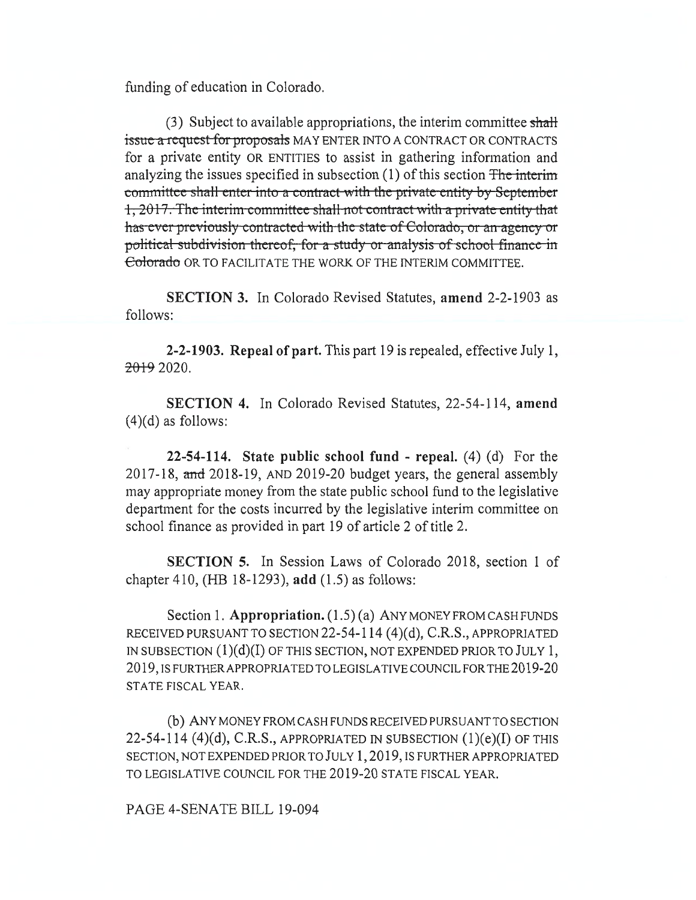funding of education in Colorado.

(3) Subject to available appropriations, the interim committee ~~shall issue a request for proposals~~ MAY ENTER INTO A CONTRACT OR CONTRACTS for a private entity OR ENTITIES to assist in gathering information and analyzing the issues specified in subsection (1) of this section ~~The interim committee shall enter into a contract with the private entity by September 1, 2017. The interim committee shall not contract with a private entity that has ever previously contracted with the state of Colorado, or an agency or political subdivision thereof, for a study or analysis of school finance in Colorado~~ OR TO FACILITATE THE WORK OF THE INTERIM COMMITTEE.

**SECTION 3.** In Colorado Revised Statutes, **amend** 2-2-1903 as follows:

**2-2-1903. Repeal of part.** This part 19 is repealed, effective July 1, ~~2019~~ 2020.

**SECTION 4.** In Colorado Revised Statutes, 22-54-114, **amend** (4)(d) as follows:

**22-54-114. State public school fund - repeal.** (4) (d) For the 2017-18, ~~and~~ 2018-19, AND 2019-20 budget years, the general assembly may appropriate money from the state public school fund to the legislative department for the costs incurred by the legislative interim committee on school finance as provided in part 19 of article 2 of title 2.

**SECTION 5.** In Session Laws of Colorado 2018, section 1 of chapter 410, (HB 18-1293), **add** (1.5) as follows:

Section 1. **Appropriation.** (1.5) (a) ANY MONEY FROM CASH FUNDS RECEIVED PURSUANT TO SECTION 22-54-114 (4)(d), C.R.S., APPROPRIATED IN SUBSECTION (1)(d)(I) OF THIS SECTION, NOT EXPENDED PRIOR TO JULY 1, 2019, IS FURTHER APPROPRIATED TO LEGISLATIVE COUNCIL FOR THE 2019-20 STATE FISCAL YEAR.

(b) ANY MONEY FROM CASH FUNDS RECEIVED PURSUANT TO SECTION 22-54-114 (4)(d), C.R.S., APPROPRIATED IN SUBSECTION (1)(e)(I) OF THIS SECTION, NOT EXPENDED PRIOR TO JULY 1, 2019, IS FURTHER APPROPRIATED TO LEGISLATIVE COUNCIL FOR THE 2019-20 STATE FISCAL YEAR.

PAGE 4-SENATE BILL 19-094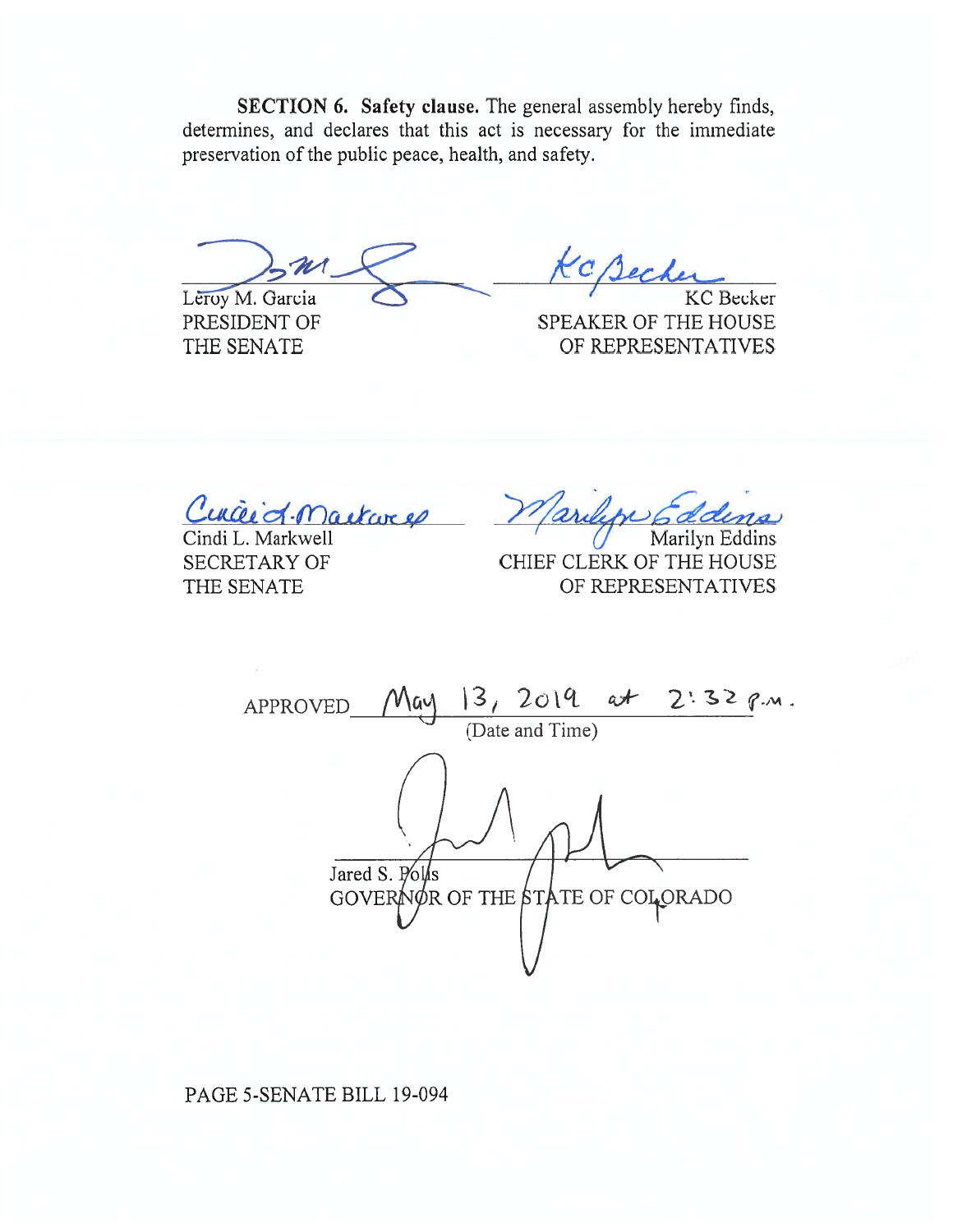**SECTION 6. Safety clause.** The general assembly hereby finds, determines, and declares that this act is necessary for the immediate preservation of the public peace, health, and safety.

Leroy M. Garcia
PRESIDENT OF
THE SENATE

KC Becker
SPEAKER OF THE HOUSE
OF REPRESENTATIVES

Cindi L. Markwell
SECRETARY OF
THE SENATE

Marilyn Eddins
CHIEF CLERK OF THE HOUSE
OF REPRESENTATIVES

APPROVED May 13, 2019 at 2:32 p.m.
(Date and Time)

Jared S. Polis
GOVERNOR OF THE STATE OF COLORADO

PAGE 5-SENATE BILL 19-094